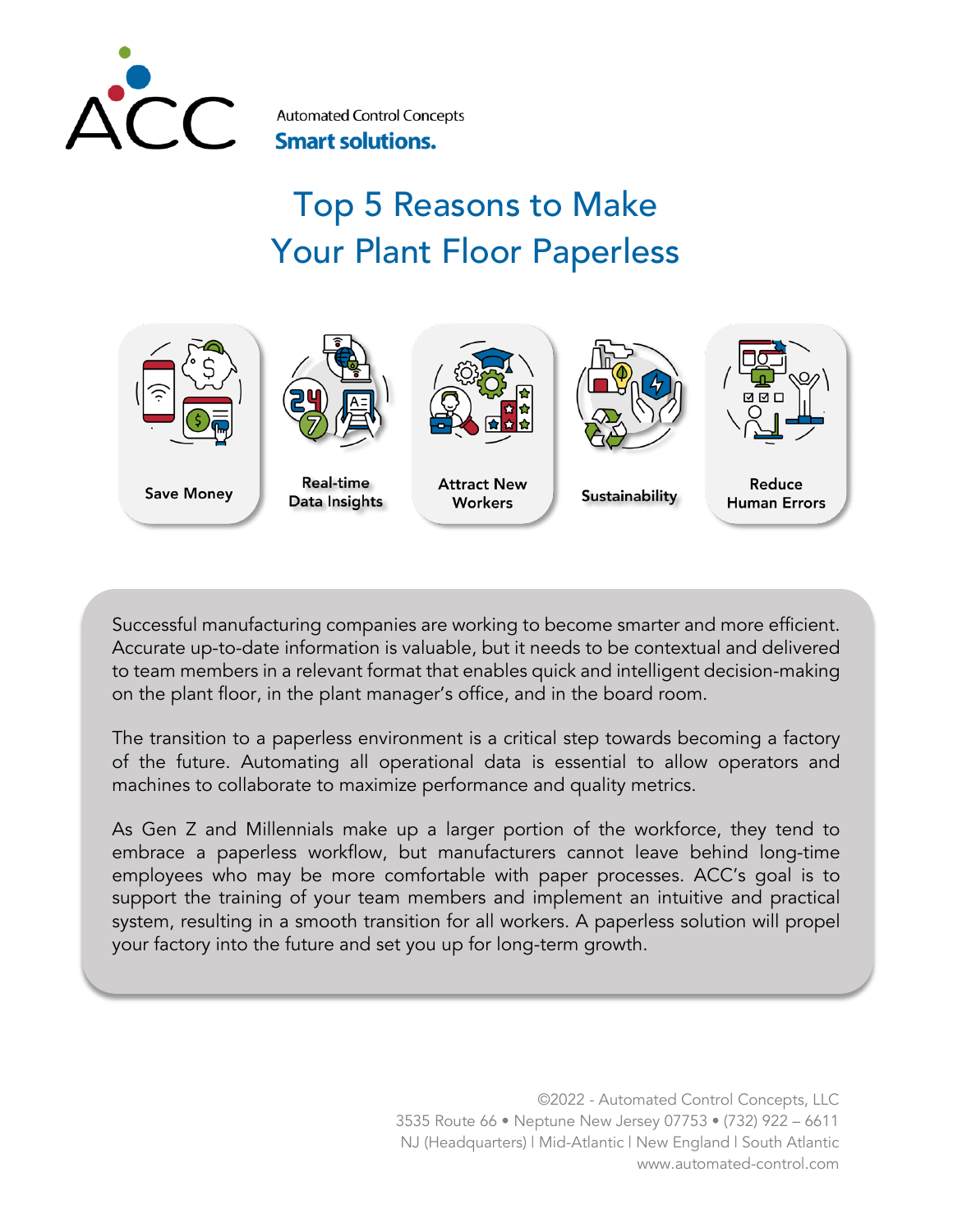Automated Control Concepts
**Smart solutions.**

# Top 5 Reasons to Make Your Plant Floor Paperless

- **Save Money**
- **Real-time Data Insights**
- **Attract New Workers**
- **Sustainability**
- **Reduce Human Errors**

Successful manufacturing companies are working to become smarter and more efficient. Accurate up-to-date information is valuable, but it needs to be contextual and delivered to team members in a relevant format that enables quick and intelligent decision-making on the plant floor, in the plant manager's office, and in the board room.

The transition to a paperless environment is a critical step towards becoming a factory of the future. Automating all operational data is essential to allow operators and machines to collaborate to maximize performance and quality metrics.

As Gen Z and Millennials make up a larger portion of the workforce, they tend to embrace a paperless workflow, but manufacturers cannot leave behind long-time employees who may be more comfortable with paper processes. ACC's goal is to support the training of your team members and implement an intuitive and practical system, resulting in a smooth transition for all workers. A paperless solution will propel your factory into the future and set you up for long-term growth.

©2022 - Automated Control Concepts, LLC
3535 Route 66 • Neptune New Jersey 07753 • (732) 922 – 6611
NJ (Headquarters) | Mid-Atlantic | New England | South Atlantic
www.automated-control.com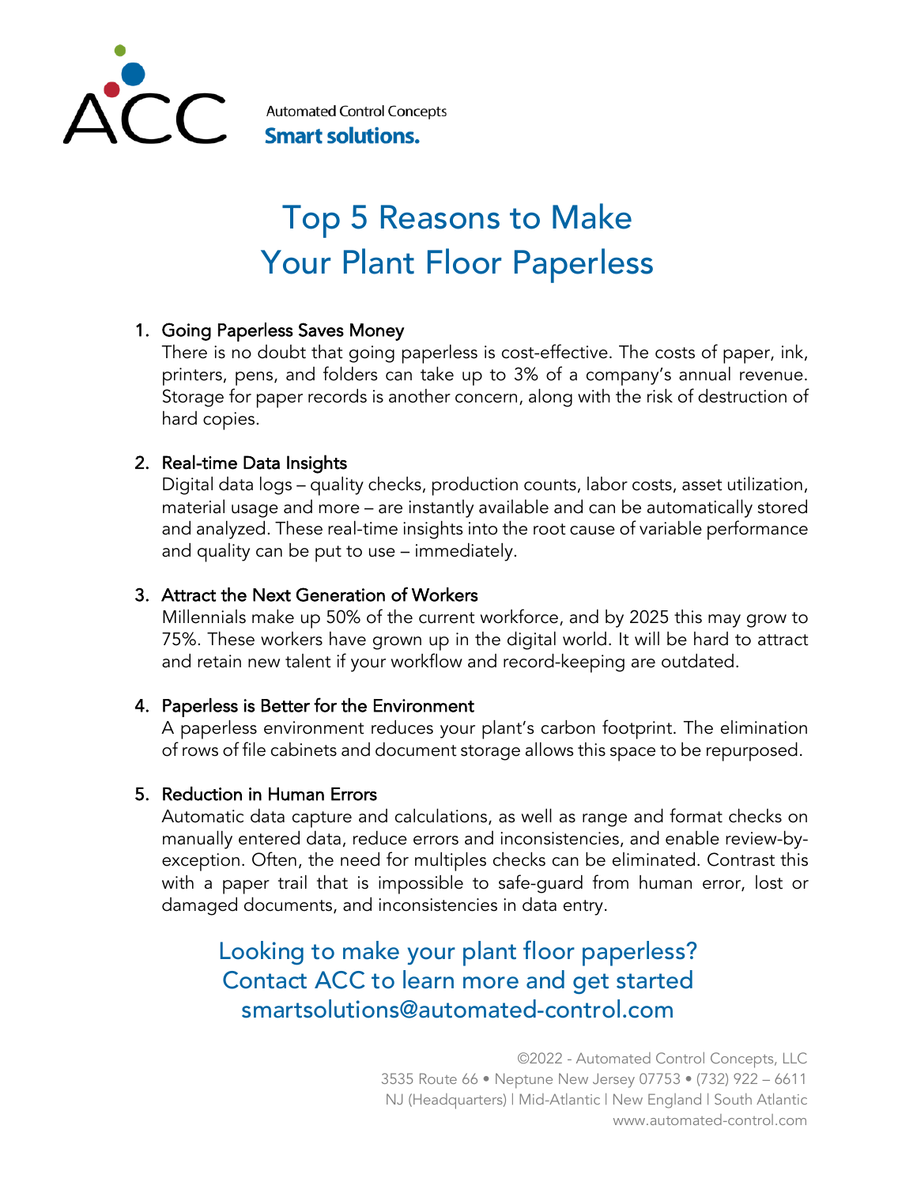Automated Control Concepts
**Smart solutions.**

# Top 5 Reasons to Make Your Plant Floor Paperless

1. Going Paperless Saves Money
   There is no doubt that going paperless is cost-effective. The costs of paper, ink, printers, pens, and folders can take up to 3% of a company's annual revenue. Storage for paper records is another concern, along with the risk of destruction of hard copies.

2. Real-time Data Insights
   Digital data logs – quality checks, production counts, labor costs, asset utilization, material usage and more – are instantly available and can be automatically stored and analyzed. These real-time insights into the root cause of variable performance and quality can be put to use – immediately.

3. Attract the Next Generation of Workers
   Millennials make up 50% of the current workforce, and by 2025 this may grow to 75%. These workers have grown up in the digital world. It will be hard to attract and retain new talent if your workflow and record-keeping are outdated.

4. Paperless is Better for the Environment
   A paperless environment reduces your plant's carbon footprint. The elimination of rows of file cabinets and document storage allows this space to be repurposed.

5. Reduction in Human Errors
   Automatic data capture and calculations, as well as range and format checks on manually entered data, reduce errors and inconsistencies, and enable review-by-exception. Often, the need for multiples checks can be eliminated. Contrast this with a paper trail that is impossible to safe-guard from human error, lost or damaged documents, and inconsistencies in data entry.

## Looking to make your plant floor paperless? Contact ACC to learn more and get started smartsolutions@automated-control.com

©2022 - Automated Control Concepts, LLC
3535 Route 66 • Neptune New Jersey 07753 • (732) 922 – 6611
NJ (Headquarters) | Mid-Atlantic | New England | South Atlantic
www.automated-control.com